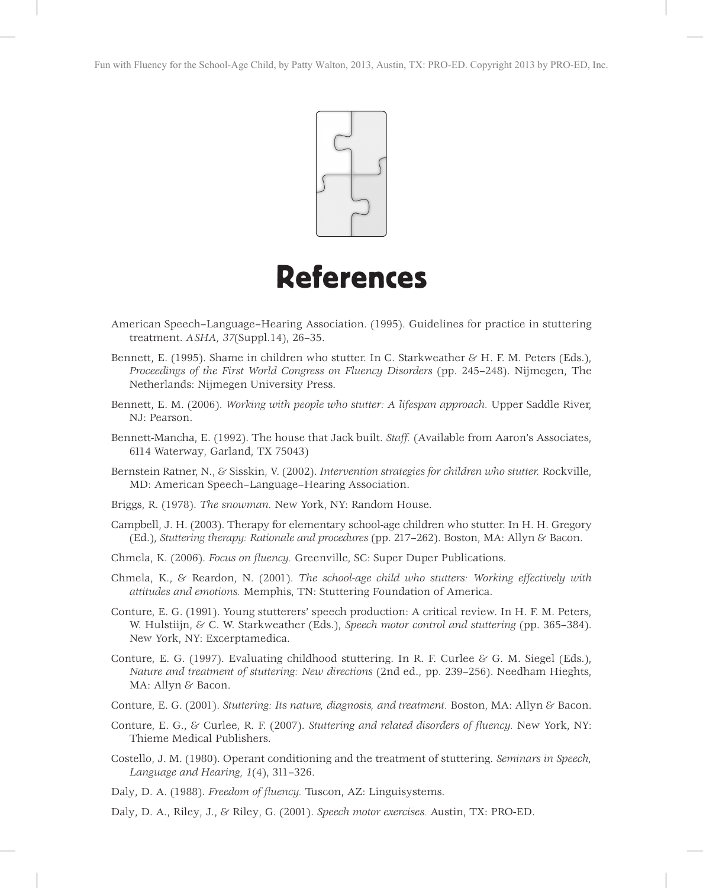# References

American Speech–Language–Hearing Association. (1995). Guidelines for practice in stuttering treatment. *ASHA, 37*(Suppl.14), 26–35.

Bennett, E. (1995). Shame in children who stutter. In C. Starkweather & H. F. M. Peters (Eds.), *Proceedings of the First World Congress on Fluency Disorders* (pp. 245–248). Nijmegen, The Netherlands: Nijmegen University Press.

Bennett, E. M. (2006). *Working with people who stutter: A lifespan approach.* Upper Saddle River, NJ: Pearson.

Bennett-Mancha, E. (1992). The house that Jack built. *Staff.* (Available from Aaron's Associates, 6114 Waterway, Garland, TX 75043)

Bernstein Ratner, N., & Sisskin, V. (2002). *Intervention strategies for children who stutter.* Rockville, MD: American Speech–Language–Hearing Association.

Briggs, R. (1978). *The snowman.* New York, NY: Random House.

Campbell, J. H. (2003). Therapy for elementary school-age children who stutter. In H. H. Gregory (Ed.), *Stuttering therapy: Rationale and procedures* (pp. 217–262). Boston, MA: Allyn & Bacon.

Chmela, K. (2006). *Focus on fluency.* Greenville, SC: Super Duper Publications.

Chmela, K., & Reardon, N. (2001). *The school-age child who stutters: Working effectively with attitudes and emotions.* Memphis, TN: Stuttering Foundation of America.

Conture, E. G. (1991). Young stutterers' speech production: A critical review. In H. F. M. Peters, W. Hulstijn, & C. W. Starkweather (Eds.), *Speech motor control and stuttering* (pp. 365–384). New York, NY: Excerptamedica.

Conture, E. G. (1997). Evaluating childhood stuttering. In R. F. Curlee & G. M. Siegel (Eds.), *Nature and treatment of stuttering: New directions* (2nd ed., pp. 239–256). Needham Hieghts, MA: Allyn & Bacon.

Conture, E. G. (2001). *Stuttering: Its nature, diagnosis, and treatment.* Boston, MA: Allyn & Bacon.

Conture, E. G., & Curlee, R. F. (2007). *Stuttering and related disorders of fluency.* New York, NY: Thieme Medical Publishers.

Costello, J. M. (1980). Operant conditioning and the treatment of stuttering. *Seminars in Speech, Language and Hearing, 1*(4), 311–326.

Daly, D. A. (1988). *Freedom of fluency.* Tuscon, AZ: Linguisystems.

Daly, D. A., Riley, J., & Riley, G. (2001). *Speech motor exercises.* Austin, TX: PRO-ED.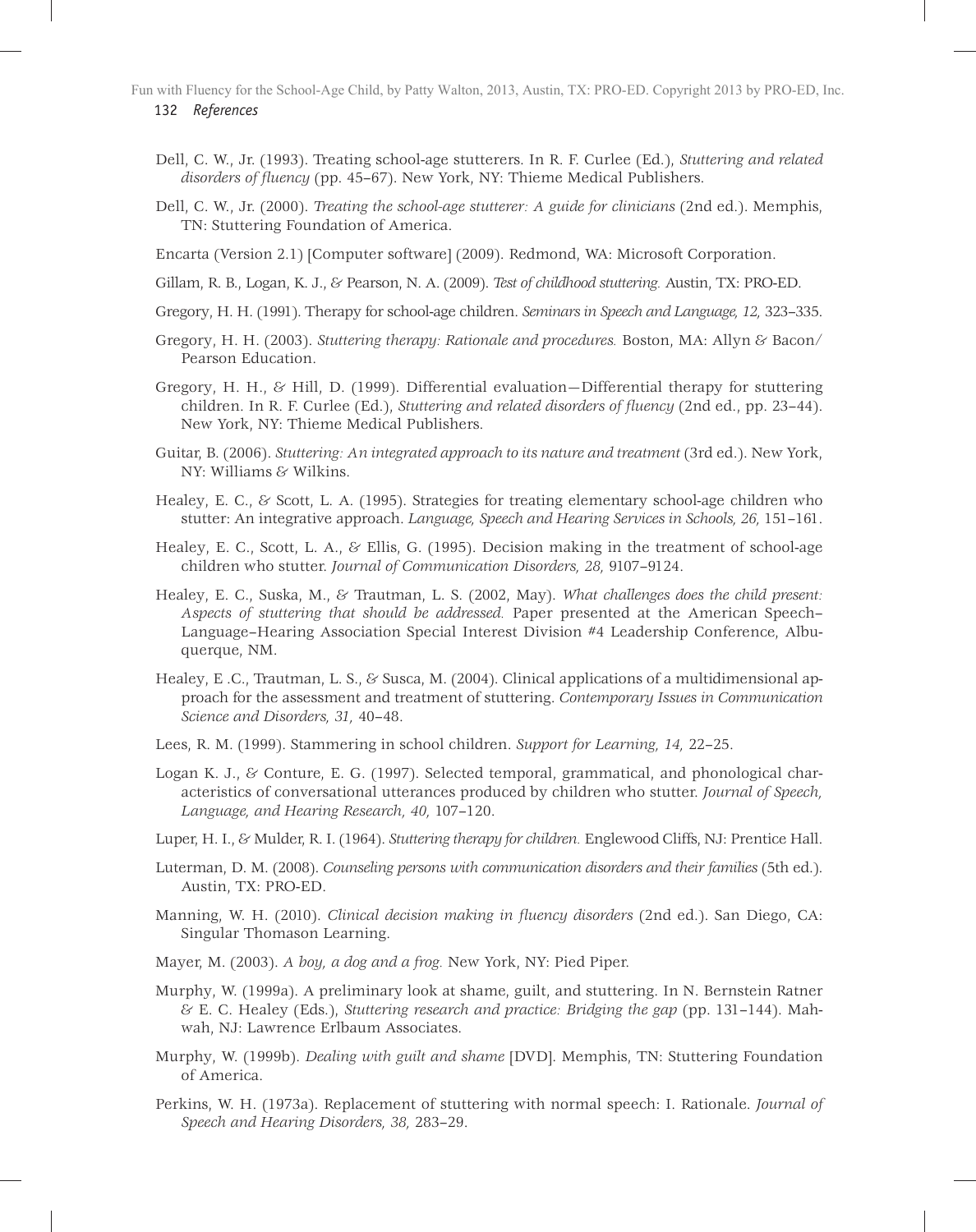Dell, C. W., Jr. (1993). Treating school-age stutterers. In R. F. Curlee (Ed.), *Stuttering and related disorders of fluency* (pp. 45–67). New York, NY: Thieme Medical Publishers.

Dell, C. W., Jr. (2000). *Treating the school-age stutterer: A guide for clinicians* (2nd ed.). Memphis, TN: Stuttering Foundation of America.

Encarta (Version 2.1) [Computer software] (2009). Redmond, WA: Microsoft Corporation.

Gillam, R. B., Logan, K. J., & Pearson, N. A. (2009). *Test of childhood stuttering.* Austin, TX: PRO-ED.

Gregory, H. H. (1991). Therapy for school-age children. *Seminars in Speech and Language, 12,* 323–335.

Gregory, H. H. (2003). *Stuttering therapy: Rationale and procedures.* Boston, MA: Allyn & Bacon/Pearson Education.

Gregory, H. H., & Hill, D. (1999). Differential evaluation—Differential therapy for stuttering children. In R. F. Curlee (Ed.), *Stuttering and related disorders of fluency* (2nd ed., pp. 23–44). New York, NY: Thieme Medical Publishers.

Guitar, B. (2006). *Stuttering: An integrated approach to its nature and treatment* (3rd ed.). New York, NY: Williams & Wilkins.

Healey, E. C., & Scott, L. A. (1995). Strategies for treating elementary school-age children who stutter: An integrative approach. *Language, Speech and Hearing Services in Schools, 26,* 151–161.

Healey, E. C., Scott, L. A., & Ellis, G. (1995). Decision making in the treatment of school-age children who stutter. *Journal of Communication Disorders, 28,* 9107–9124.

Healey, E. C., Suska, M., & Trautman, L. S. (2002, May). *What challenges does the child present: Aspects of stuttering that should be addressed.* Paper presented at the American Speech–Language–Hearing Association Special Interest Division #4 Leadership Conference, Albuquerque, NM.

Healey, E .C., Trautman, L. S., & Susca, M. (2004). Clinical applications of a multidimensional approach for the assessment and treatment of stuttering. *Contemporary Issues in Communication Science and Disorders, 31,* 40–48.

Lees, R. M. (1999). Stammering in school children. *Support for Learning, 14,* 22–25.

Logan K. J., & Conture, E. G. (1997). Selected temporal, grammatical, and phonological characteristics of conversational utterances produced by children who stutter. *Journal of Speech, Language, and Hearing Research, 40,* 107–120.

Luper, H. I., & Mulder, R. I. (1964). *Stuttering therapy for children.* Englewood Cliffs, NJ: Prentice Hall.

Luterman, D. M. (2008). *Counseling persons with communication disorders and their families* (5th ed.). Austin, TX: PRO-ED.

Manning, W. H. (2010). *Clinical decision making in fluency disorders* (2nd ed.). San Diego, CA: Singular Thomason Learning.

Mayer, M. (2003). *A boy, a dog and a frog.* New York, NY: Pied Piper.

Murphy, W. (1999a). A preliminary look at shame, guilt, and stuttering. In N. Bernstein Ratner & E. C. Healey (Eds.), *Stuttering research and practice: Bridging the gap* (pp. 131–144). Mahwah, NJ: Lawrence Erlbaum Associates.

Murphy, W. (1999b). *Dealing with guilt and shame* [DVD]. Memphis, TN: Stuttering Foundation of America.

Perkins, W. H. (1973a). Replacement of stuttering with normal speech: I. Rationale. *Journal of Speech and Hearing Disorders, 38,* 283–29.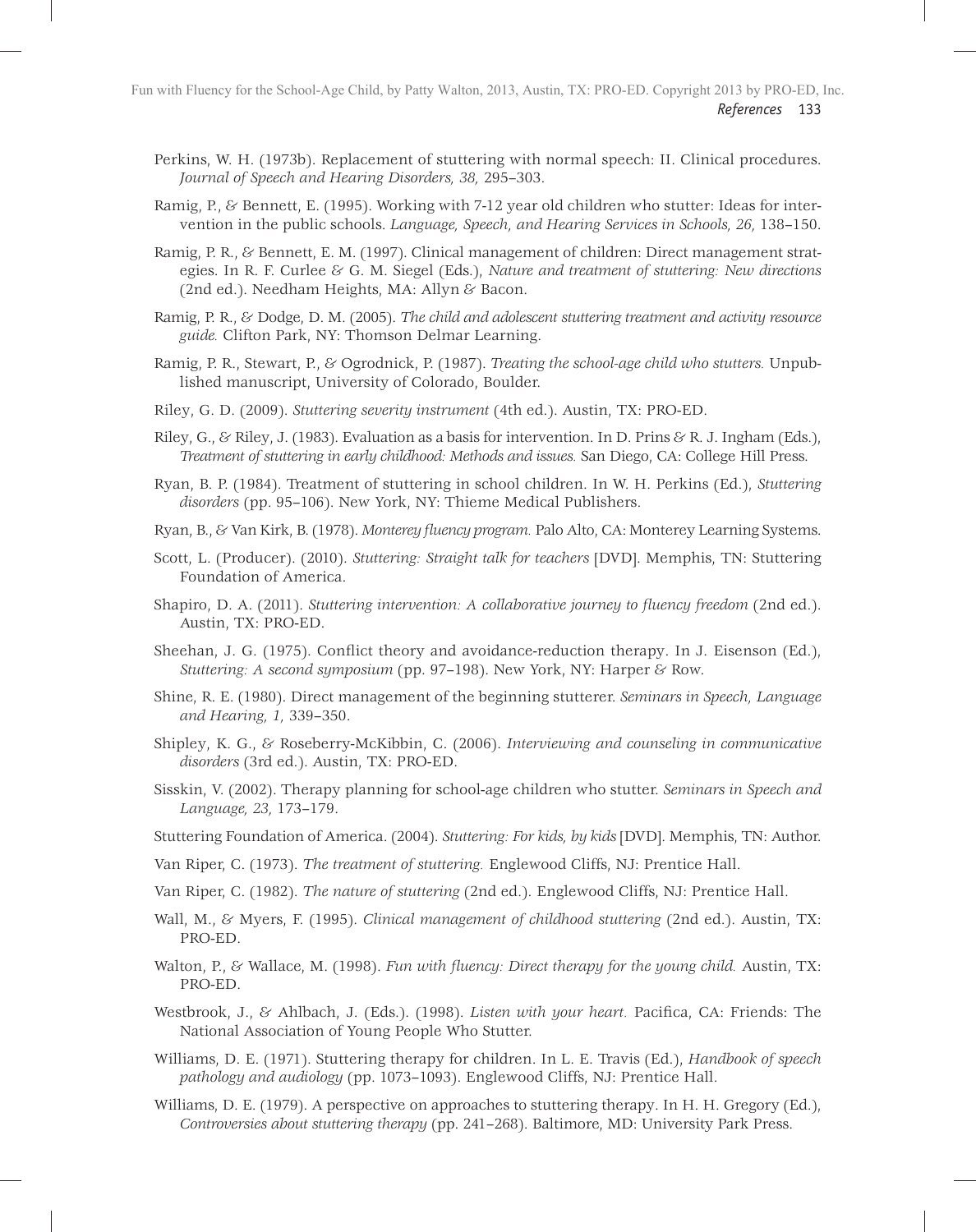Perkins, W. H. (1973b). Replacement of stuttering with normal speech: II. Clinical procedures. *Journal of Speech and Hearing Disorders, 38,* 295–303.

Ramig, P., & Bennett, E. (1995). Working with 7-12 year old children who stutter: Ideas for intervention in the public schools. *Language, Speech, and Hearing Services in Schools, 26,* 138–150.

Ramig, P. R., & Bennett, E. M. (1997). Clinical management of children: Direct management strategies. In R. F. Curlee & G. M. Siegel (Eds.), *Nature and treatment of stuttering: New directions* (2nd ed.). Needham Heights, MA: Allyn & Bacon.

Ramig, P. R., & Dodge, D. M. (2005). *The child and adolescent stuttering treatment and activity resource guide.* Clifton Park, NY: Thomson Delmar Learning.

Ramig, P. R., Stewart, P., & Ogrodnick, P. (1987). *Treating the school-age child who stutters.* Unpublished manuscript, University of Colorado, Boulder.

Riley, G. D. (2009). *Stuttering severity instrument* (4th ed.). Austin, TX: PRO-ED.

Riley, G., & Riley, J. (1983). Evaluation as a basis for intervention. In D. Prins & R. J. Ingham (Eds.), *Treatment of stuttering in early childhood: Methods and issues.* San Diego, CA: College Hill Press.

Ryan, B. P. (1984). Treatment of stuttering in school children. In W. H. Perkins (Ed.), *Stuttering disorders* (pp. 95–106). New York, NY: Thieme Medical Publishers.

Ryan, B., & Van Kirk, B. (1978). *Monterey fluency program.* Palo Alto, CA: Monterey Learning Systems.

Scott, L. (Producer). (2010). *Stuttering: Straight talk for teachers* [DVD]. Memphis, TN: Stuttering Foundation of America.

Shapiro, D. A. (2011). *Stuttering intervention: A collaborative journey to fluency freedom* (2nd ed.). Austin, TX: PRO-ED.

Sheehan, J. G. (1975). Conflict theory and avoidance-reduction therapy. In J. Eisenson (Ed.), *Stuttering: A second symposium* (pp. 97–198). New York, NY: Harper & Row.

Shine, R. E. (1980). Direct management of the beginning stutterer. *Seminars in Speech, Language and Hearing, 1,* 339–350.

Shipley, K. G., & Roseberry-McKibbin, C. (2006). *Interviewing and counseling in communicative disorders* (3rd ed.). Austin, TX: PRO-ED.

Sisskin, V. (2002). Therapy planning for school-age children who stutter. *Seminars in Speech and Language, 23,* 173–179.

Stuttering Foundation of America. (2004). *Stuttering: For kids, by kids* [DVD]. Memphis, TN: Author.

Van Riper, C. (1973). *The treatment of stuttering.* Englewood Cliffs, NJ: Prentice Hall.

Van Riper, C. (1982). *The nature of stuttering* (2nd ed.). Englewood Cliffs, NJ: Prentice Hall.

Wall, M., & Myers, F. (1995). *Clinical management of childhood stuttering* (2nd ed.). Austin, TX: PRO-ED.

Walton, P., & Wallace, M. (1998). *Fun with fluency: Direct therapy for the young child.* Austin, TX: PRO-ED.

Westbrook, J., & Ahlbach, J. (Eds.). (1998). *Listen with your heart.* Pacifica, CA: Friends: The National Association of Young People Who Stutter.

Williams, D. E. (1971). Stuttering therapy for children. In L. E. Travis (Ed.), *Handbook of speech pathology and audiology* (pp. 1073–1093). Englewood Cliffs, NJ: Prentice Hall.

Williams, D. E. (1979). A perspective on approaches to stuttering therapy. In H. H. Gregory (Ed.), *Controversies about stuttering therapy* (pp. 241–268). Baltimore, MD: University Park Press.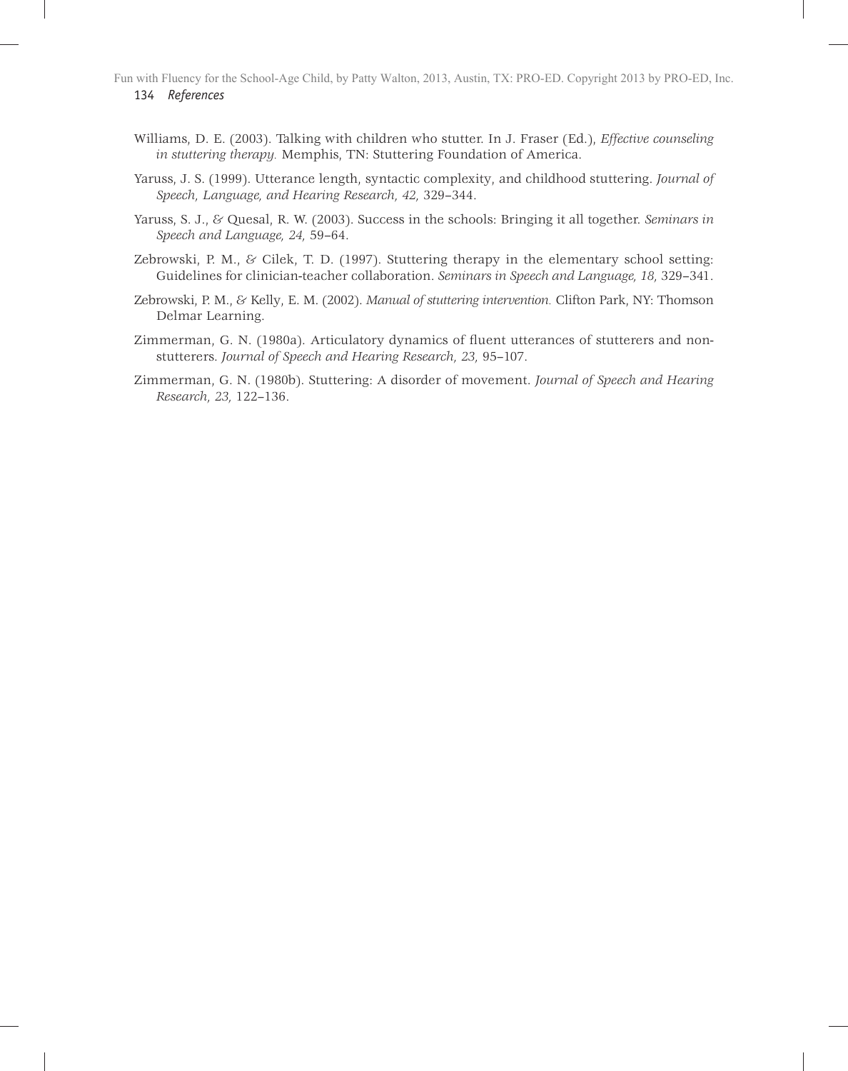Williams, D. E. (2003). Talking with children who stutter. In J. Fraser (Ed.), *Effective counseling in stuttering therapy.* Memphis, TN: Stuttering Foundation of America.

Yaruss, J. S. (1999). Utterance length, syntactic complexity, and childhood stuttering. *Journal of Speech, Language, and Hearing Research, 42,* 329–344.

Yaruss, S. J., & Quesal, R. W. (2003). Success in the schools: Bringing it all together. *Seminars in Speech and Language, 24,* 59–64.

Zebrowski, P. M., & Cilek, T. D. (1997). Stuttering therapy in the elementary school setting: Guidelines for clinician-teacher collaboration. *Seminars in Speech and Language, 18,* 329–341.

Zebrowski, P. M., & Kelly, E. M. (2002). *Manual of stuttering intervention.* Clifton Park, NY: Thomson Delmar Learning.

Zimmerman, G. N. (1980a). Articulatory dynamics of fluent utterances of stutterers and nonstutterers. *Journal of Speech and Hearing Research, 23,* 95–107.

Zimmerman, G. N. (1980b). Stuttering: A disorder of movement. *Journal of Speech and Hearing Research, 23,* 122–136.